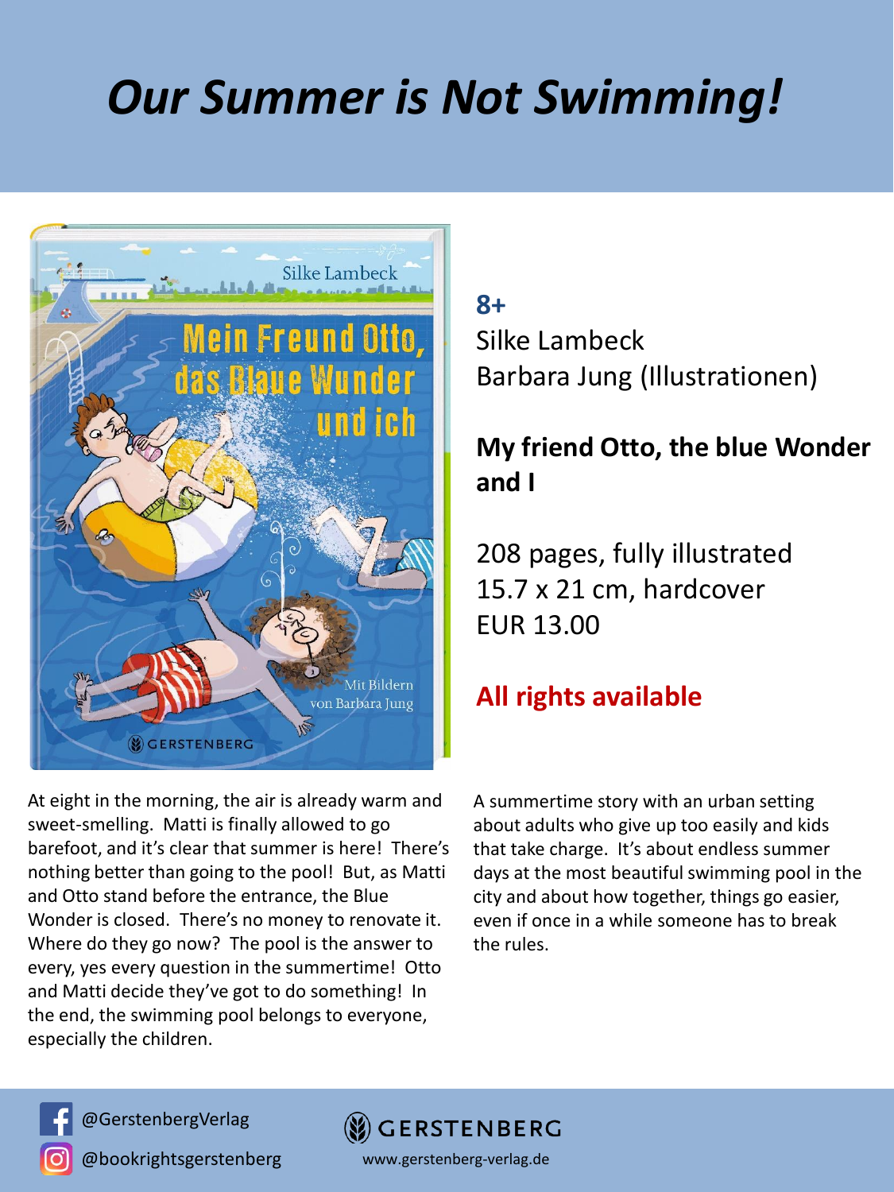# *Our Summer is Not Swimming!*

**8+**
Silke Lambeck
Barbara Jung (Illustrationen)

**My friend Otto, the blue Wonder and I**

208 pages, fully illustrated
15.7 x 21 cm, hardcover
EUR 13.00

**All rights available**

At eight in the morning, the air is already warm and sweet-smelling. Matti is finally allowed to go barefoot, and it's clear that summer is here! There's nothing better than going to the pool! But, as Matti and Otto stand before the entrance, the Blue Wonder is closed. There's no money to renovate it. Where do they go now? The pool is the answer to every, yes every question in the summertime! Otto and Matti decide they've got to do something! In the end, the swimming pool belongs to everyone, especially the children.

A summertime story with an urban setting about adults who give up too easily and kids that take charge. It's about endless summer days at the most beautiful swimming pool in the city and about how together, things go easier, even if once in a while someone has to break the rules.

@GerstenbergVerlag
@bookrightsgerstenberg

GERSTENBERG
www.gerstenberg-verlag.de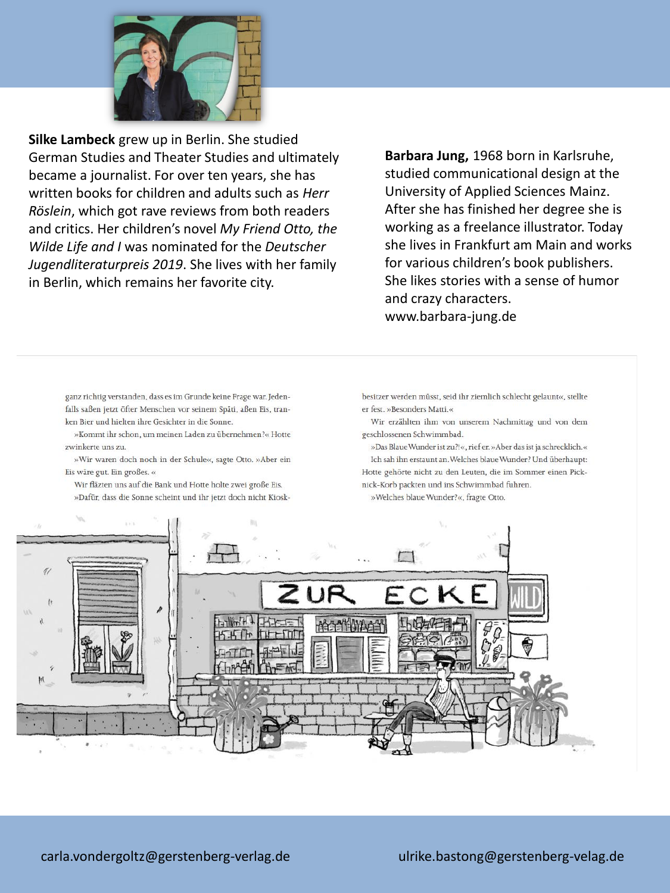**Silke Lambeck** grew up in Berlin. She studied German Studies and Theater Studies and ultimately became a journalist. For over ten years, she has written books for children and adults such as *Herr Röslein*, which got rave reviews from both readers and critics. Her children's novel *My Friend Otto, the Wilde Life and I* was nominated for the *Deutscher Jugendliteraturpreis 2019*. She lives with her family in Berlin, which remains her favorite city.

**Barbara Jung,** 1968 born in Karlsruhe, studied communicational design at the University of Applied Sciences Mainz. After she has finished her degree she is working as a freelance illustrator. Today she lives in Frankfurt am Main and works for various children's book publishers. She likes stories with a sense of humor and crazy characters.
www.barbara-jung.de

ganz richtig verstanden, dass es im Grunde keine Frage war. Jedenfalls saßen jetzt öfter Menschen vor seinem Späti, aßen Eis, tranken Bier und hielten ihre Gesichter in die Sonne.

»Kommt ihr schon, um meinen Laden zu übernehmen?« Hotte zwinkerte uns zu.

»Wir waren doch noch in der Schule«, sagte Otto. »Aber ein Eis wäre gut. Ein großes. «

Wir fläzten uns auf die Bank und Hotte holte zwei große Eis.

»Dafür, dass die Sonne scheint und ihr jetzt doch nicht Kioskbesitzer werden müsst, seid ihr ziemlich schlecht gelaunt«, stellte er fest. »Besonders Matti.«

Wir erzählten ihm von unserem Nachmittag und von dem geschlossenen Schwimmbad.

»Das Blaue Wunder ist zu?!«, rief er. »Aber das ist ja schrecklich.«

Ich sah ihn erstaunt an. Welches blaue Wunder? Und überhaupt: Hotte gehörte nicht zu den Leuten, die im Sommer einen Picknick-Korb packten und ins Schwimmbad fuhren.

»Welches blaue Wunder?«, fragte Otto.

ZUR ECKE

WILD

carla.vondergoltz@gerstenberg-verlag.de

ulrike.bastong@gerstenberg-velag.de